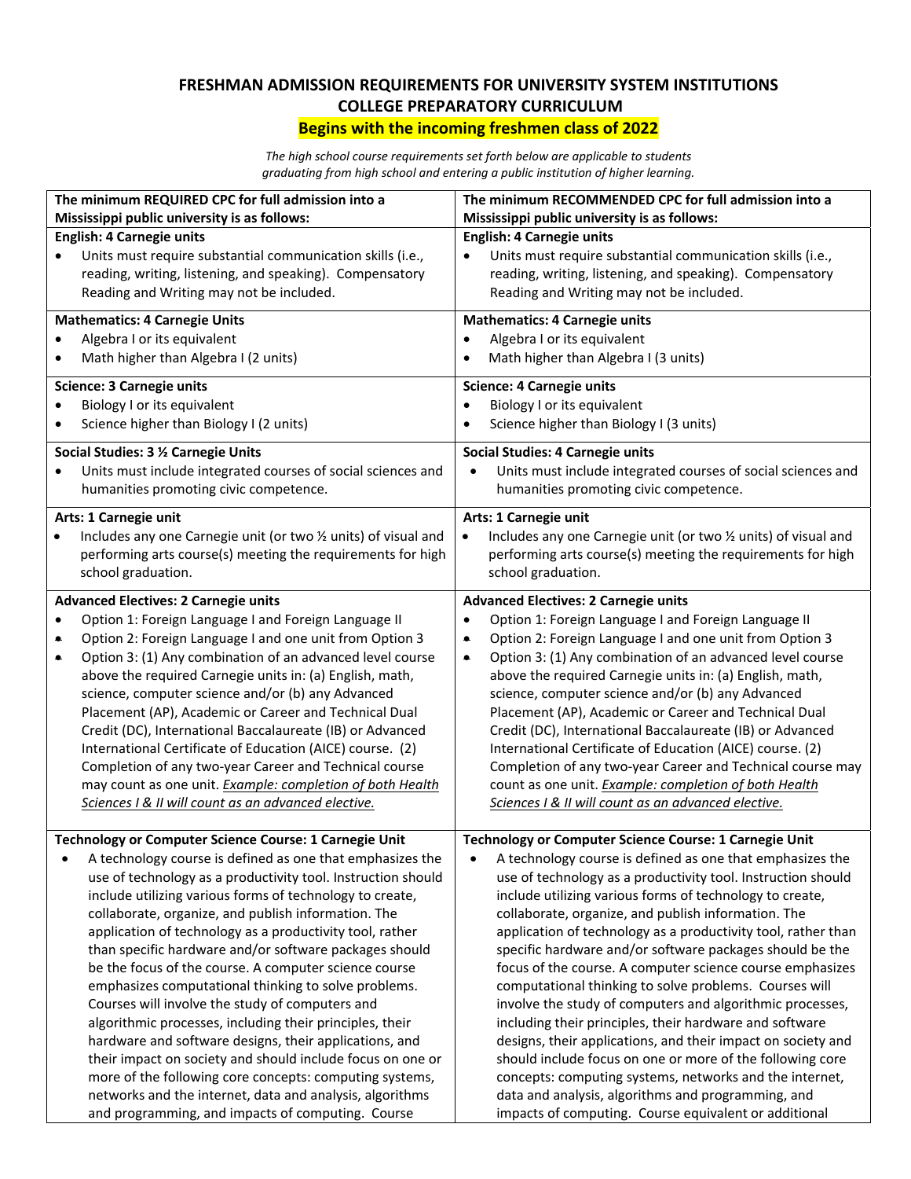**FRESHMAN ADMISSION REQUIREMENTS FOR UNIVERSITY SYSTEM INSTITUTIONS**
**COLLEGE PREPARATORY CURRICULUM**
**Begins with the incoming freshmen class of 2022**

*The high school course requirements set forth below are applicable to students graduating from high school and entering a public institution of higher learning.*

| The minimum REQUIRED CPC for full admission into a Mississippi public university is as follows: | The minimum RECOMMENDED CPC for full admission into a Mississippi public university is as follows: |
|---|---|
| **English: 4 Carnegie units**<br>• Units must require substantial communication skills (i.e., reading, writing, listening, and speaking). Compensatory Reading and Writing may not be included. | **English: 4 Carnegie units**<br>• Units must require substantial communication skills (i.e., reading, writing, listening, and speaking). Compensatory Reading and Writing may not be included. |
| **Mathematics: 4 Carnegie Units**<br>• Algebra I or its equivalent<br>• Math higher than Algebra I (2 units) | **Mathematics: 4 Carnegie units**<br>• Algebra I or its equivalent<br>• Math higher than Algebra I (3 units) |
| **Science: 3 Carnegie units**<br>• Biology I or its equivalent<br>• Science higher than Biology I (2 units) | **Science: 4 Carnegie units**<br>• Biology I or its equivalent<br>• Science higher than Biology I (3 units) |
| **Social Studies: 3 ½ Carnegie Units**<br>• Units must include integrated courses of social sciences and humanities promoting civic competence. | **Social Studies: 4 Carnegie units**<br>• Units must include integrated courses of social sciences and humanities promoting civic competence. |
| **Arts: 1 Carnegie unit**<br>• Includes any one Carnegie unit (or two ½ units) of visual and performing arts course(s) meeting the requirements for high school graduation. | **Arts: 1 Carnegie unit**<br>• Includes any one Carnegie unit (or two ½ units) of visual and performing arts course(s) meeting the requirements for high school graduation. |
| **Advanced Electives: 2 Carnegie units**<br>• Option 1: Foreign Language I and Foreign Language II<br>• Option 2: Foreign Language I and one unit from Option 3<br>• Option 3: (1) Any combination of an advanced level course above the required Carnegie units in: (a) English, math, science, computer science and/or (b) any Advanced Placement (AP), Academic or Career and Technical Dual Credit (DC), International Baccalaureate (IB) or Advanced International Certificate of Education (AICE) course. (2) Completion of any two-year Career and Technical course may count as one unit. *Example: completion of both Health Sciences I & II will count as an advanced elective.* | **Advanced Electives: 2 Carnegie units**<br>• Option 1: Foreign Language I and Foreign Language II<br>• Option 2: Foreign Language I and one unit from Option 3<br>• Option 3: (1) Any combination of an advanced level course above the required Carnegie units in: (a) English, math, science, computer science and/or (b) any Advanced Placement (AP), Academic or Career and Technical Dual Credit (DC), International Baccalaureate (IB) or Advanced International Certificate of Education (AICE) course. (2) Completion of any two-year Career and Technical course may count as one unit. *Example: completion of both Health Sciences I & II will count as an advanced elective.* |
| **Technology or Computer Science Course: 1 Carnegie Unit**<br>• A technology course is defined as one that emphasizes the use of technology as a productivity tool. Instruction should include utilizing various forms of technology to create, collaborate, organize, and publish information. The application of technology as a productivity tool, rather than specific hardware and/or software packages should be the focus of the course. A computer science course emphasizes computational thinking to solve problems. Courses will involve the study of computers and algorithmic processes, including their principles, their hardware and software designs, their applications, and their impact on society and should include focus on one or more of the following core concepts: computing systems, networks and the internet, data and analysis, algorithms and programming, and impacts of computing. Course | **Technology or Computer Science Course: 1 Carnegie Unit**<br>• A technology course is defined as one that emphasizes the use of technology as a productivity tool. Instruction should include utilizing various forms of technology to create, collaborate, organize, and publish information. The application of technology as a productivity tool, rather than specific hardware and/or software packages should be the focus of the course. A computer science course emphasizes computational thinking to solve problems. Courses will involve the study of computers and algorithmic processes, including their principles, their hardware and software designs, their applications, and their impact on society and should include focus on one or more of the following core concepts: computing systems, networks and the internet, data and analysis, algorithms and programming, and impacts of computing. Course equivalent or additional |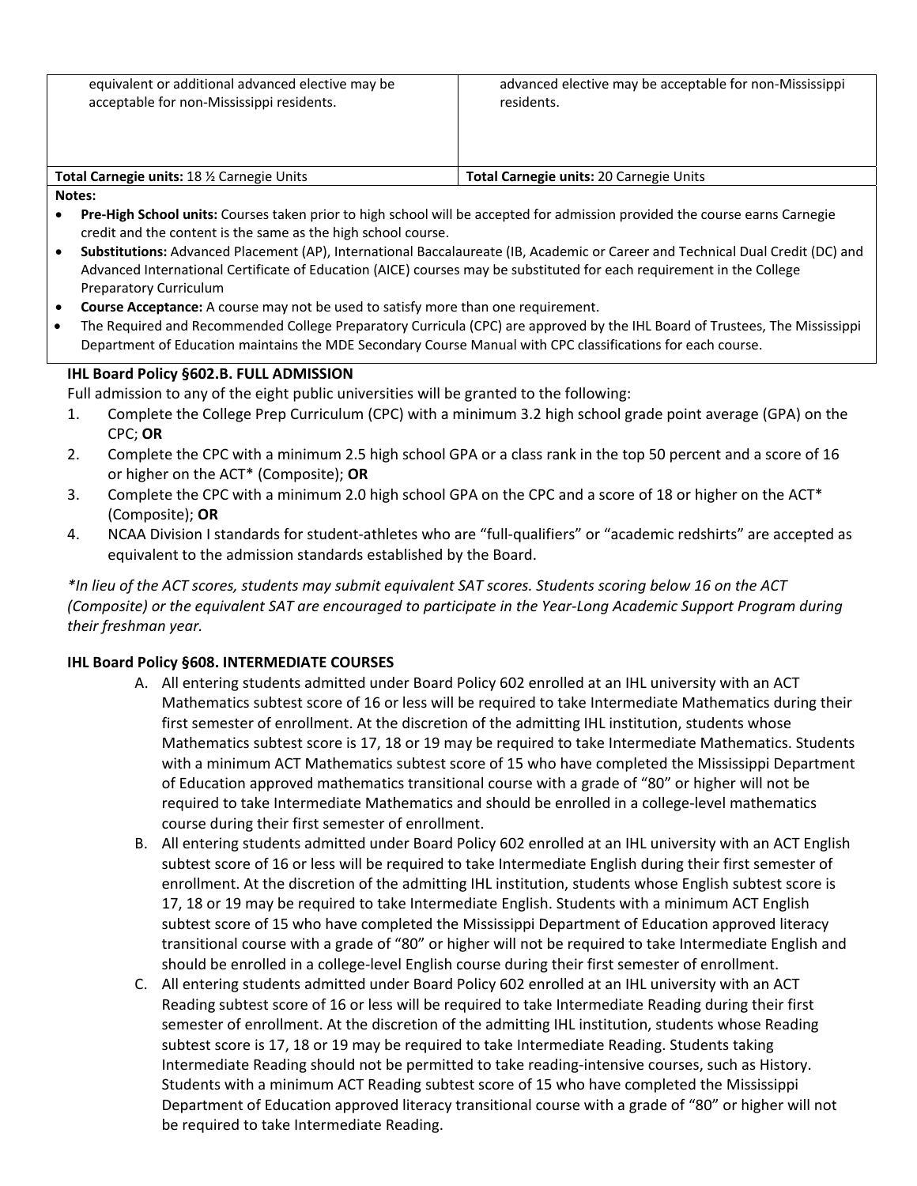| | |
|---|---|
| equivalent or additional advanced elective may be acceptable for non-Mississippi residents. | advanced elective may be acceptable for non-Mississippi residents. |
| **Total Carnegie units:** 18 ½ Carnegie Units | **Total Carnegie units:** 20 Carnegie Units |

**Notes:**

- **Pre-High School units:** Courses taken prior to high school will be accepted for admission provided the course earns Carnegie credit and the content is the same as the high school course.
- **Substitutions:** Advanced Placement (AP), International Baccalaureate (IB, Academic or Career and Technical Dual Credit (DC) and Advanced International Certificate of Education (AICE) courses may be substituted for each requirement in the College Preparatory Curriculum
- **Course Acceptance:** A course may not be used to satisfy more than one requirement.
- The Required and Recommended College Preparatory Curricula (CPC) are approved by the IHL Board of Trustees, The Mississippi Department of Education maintains the MDE Secondary Course Manual with CPC classifications for each course.

**IHL Board Policy §602.B. FULL ADMISSION**

Full admission to any of the eight public universities will be granted to the following:

1. Complete the College Prep Curriculum (CPC) with a minimum 3.2 high school grade point average (GPA) on the CPC; **OR**
2. Complete the CPC with a minimum 2.5 high school GPA or a class rank in the top 50 percent and a score of 16 or higher on the ACT* (Composite); **OR**
3. Complete the CPC with a minimum 2.0 high school GPA on the CPC and a score of 18 or higher on the ACT* (Composite); **OR**
4. NCAA Division I standards for student-athletes who are "full-qualifiers" or "academic redshirts" are accepted as equivalent to the admission standards established by the Board.

*\*In lieu of the ACT scores, students may submit equivalent SAT scores. Students scoring below 16 on the ACT (Composite) or the equivalent SAT are encouraged to participate in the Year-Long Academic Support Program during their freshman year.*

**IHL Board Policy §608. INTERMEDIATE COURSES**

A. All entering students admitted under Board Policy 602 enrolled at an IHL university with an ACT Mathematics subtest score of 16 or less will be required to take Intermediate Mathematics during their first semester of enrollment. At the discretion of the admitting IHL institution, students whose Mathematics subtest score is 17, 18 or 19 may be required to take Intermediate Mathematics. Students with a minimum ACT Mathematics subtest score of 15 who have completed the Mississippi Department of Education approved mathematics transitional course with a grade of "80" or higher will not be required to take Intermediate Mathematics and should be enrolled in a college-level mathematics course during their first semester of enrollment.

B. All entering students admitted under Board Policy 602 enrolled at an IHL university with an ACT English subtest score of 16 or less will be required to take Intermediate English during their first semester of enrollment. At the discretion of the admitting IHL institution, students whose English subtest score is 17, 18 or 19 may be required to take Intermediate English. Students with a minimum ACT English subtest score of 15 who have completed the Mississippi Department of Education approved literacy transitional course with a grade of "80" or higher will not be required to take Intermediate English and should be enrolled in a college-level English course during their first semester of enrollment.

C. All entering students admitted under Board Policy 602 enrolled at an IHL university with an ACT Reading subtest score of 16 or less will be required to take Intermediate Reading during their first semester of enrollment. At the discretion of the admitting IHL institution, students whose Reading subtest score is 17, 18 or 19 may be required to take Intermediate Reading. Students taking Intermediate Reading should not be permitted to take reading-intensive courses, such as History. Students with a minimum ACT Reading subtest score of 15 who have completed the Mississippi Department of Education approved literacy transitional course with a grade of "80" or higher will not be required to take Intermediate Reading.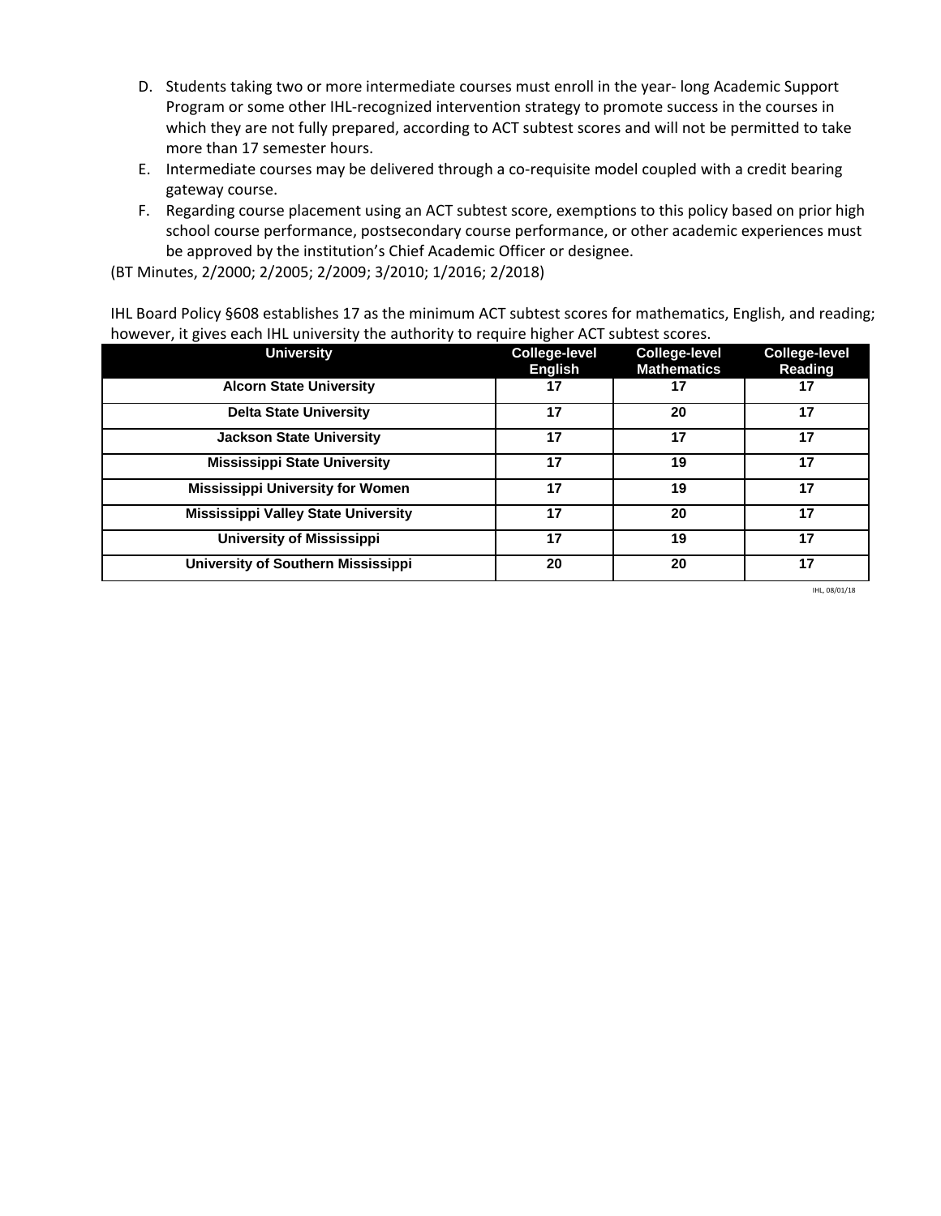D. Students taking two or more intermediate courses must enroll in the year- long Academic Support Program or some other IHL-recognized intervention strategy to promote success in the courses in which they are not fully prepared, according to ACT subtest scores and will not be permitted to take more than 17 semester hours.

E. Intermediate courses may be delivered through a co-requisite model coupled with a credit bearing gateway course.

F. Regarding course placement using an ACT subtest score, exemptions to this policy based on prior high school course performance, postsecondary course performance, or other academic experiences must be approved by the institution's Chief Academic Officer or designee.

(BT Minutes, 2/2000; 2/2005; 2/2009; 3/2010; 1/2016; 2/2018)

IHL Board Policy §608 establishes 17 as the minimum ACT subtest scores for mathematics, English, and reading; however, it gives each IHL university the authority to require higher ACT subtest scores.

| University | College-level English | College-level Mathematics | College-level Reading |
|---|---|---|---|
| Alcorn State University | 17 | 17 | 17 |
| Delta State University | 17 | 20 | 17 |
| Jackson State University | 17 | 17 | 17 |
| Mississippi State University | 17 | 19 | 17 |
| Mississippi University for Women | 17 | 19 | 17 |
| Mississippi Valley State University | 17 | 20 | 17 |
| University of Mississippi | 17 | 19 | 17 |
| University of Southern Mississippi | 20 | 20 | 17 |

IHL, 08/01/18